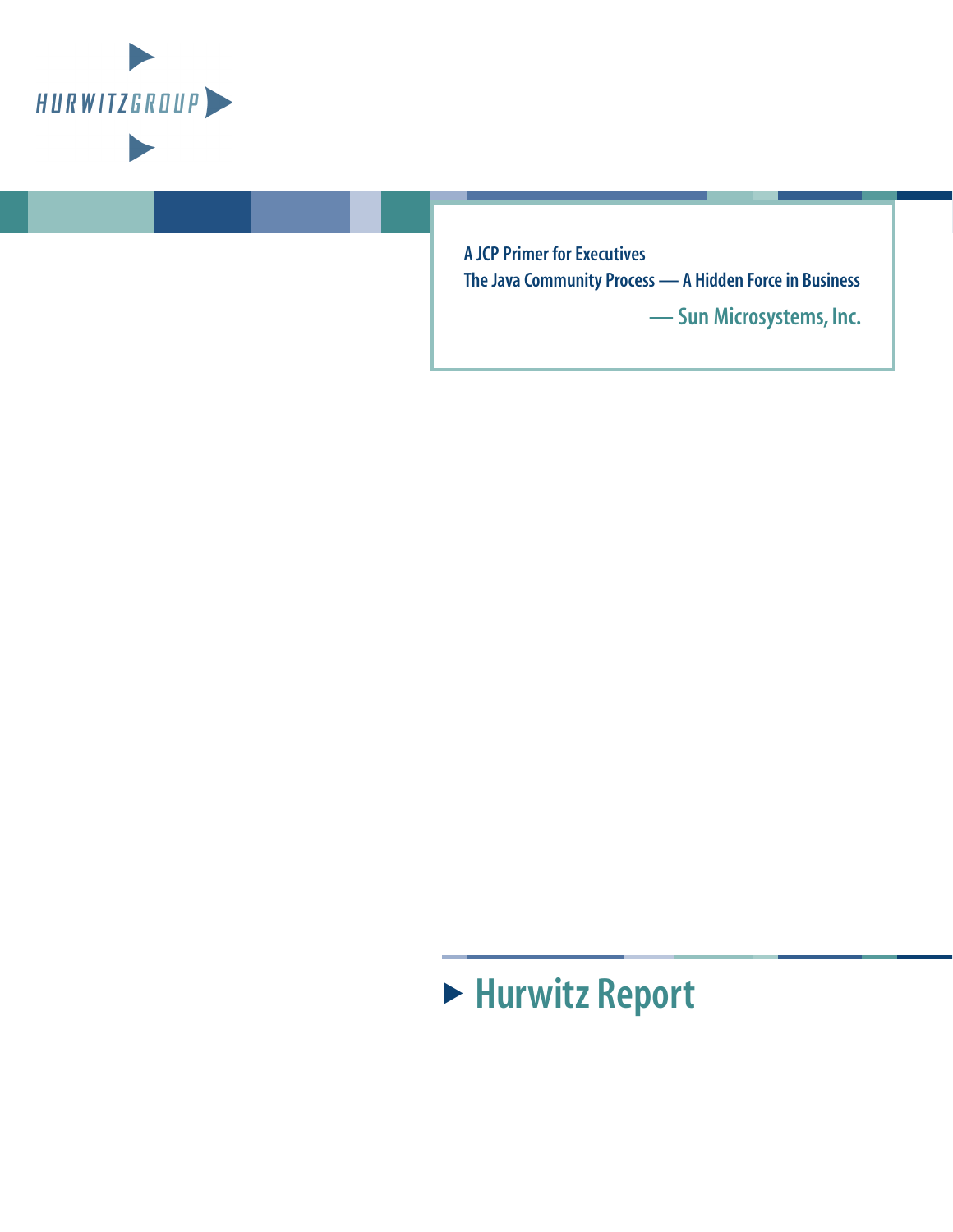HURWITZ GROUP

A JCP Primer for Executives

# The Java Community Process — A Hidden Force in Business

— Sun Microsystems, Inc.

Hurwitz Report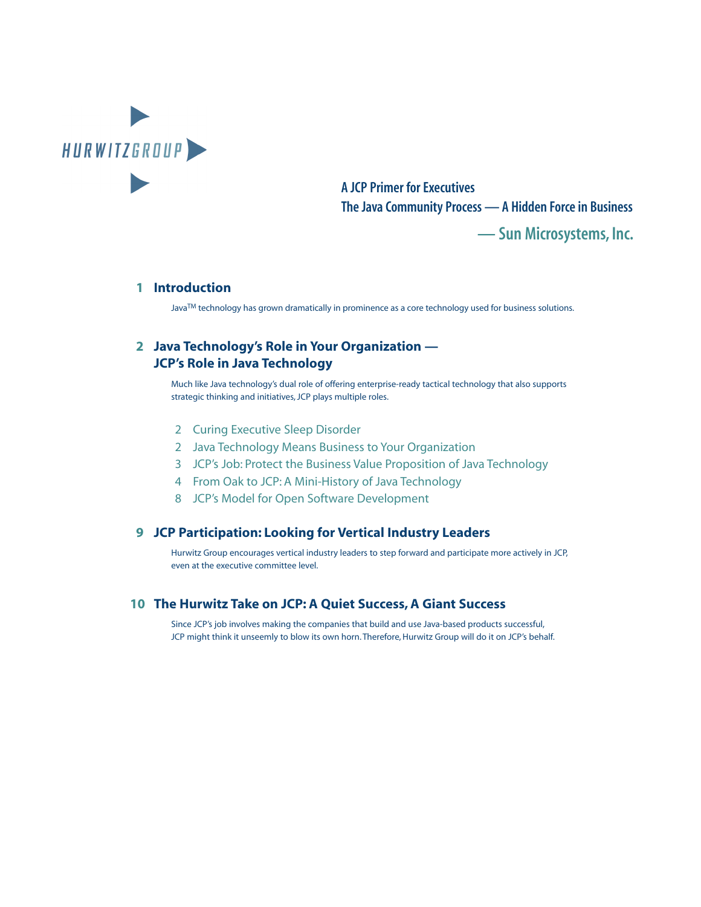HURWITZGROUP

**A JCP Primer for Executives**
**The Java Community Process — A Hidden Force in Business**

**— Sun Microsystems, Inc.**

## 1 Introduction

Java[TM] technology has grown dramatically in prominence as a core technology used for business solutions.

## 2 Java Technology's Role in Your Organization — JCP's Role in Java Technology

Much like Java technology's dual role of offering enterprise-ready tactical technology that also supports strategic thinking and initiatives, JCP plays multiple roles.

- 2 Curing Executive Sleep Disorder
- 2 Java Technology Means Business to Your Organization
- 3 JCP's Job: Protect the Business Value Proposition of Java Technology
- 4 From Oak to JCP: A Mini-History of Java Technology
- 8 JCP's Model for Open Software Development

## 9 JCP Participation: Looking for Vertical Industry Leaders

Hurwitz Group encourages vertical industry leaders to step forward and participate more actively in JCP, even at the executive committee level.

## 10 The Hurwitz Take on JCP: A Quiet Success, A Giant Success

Since JCP's job involves making the companies that build and use Java-based products successful, JCP might think it unseemly to blow its own horn. Therefore, Hurwitz Group will do it on JCP's behalf.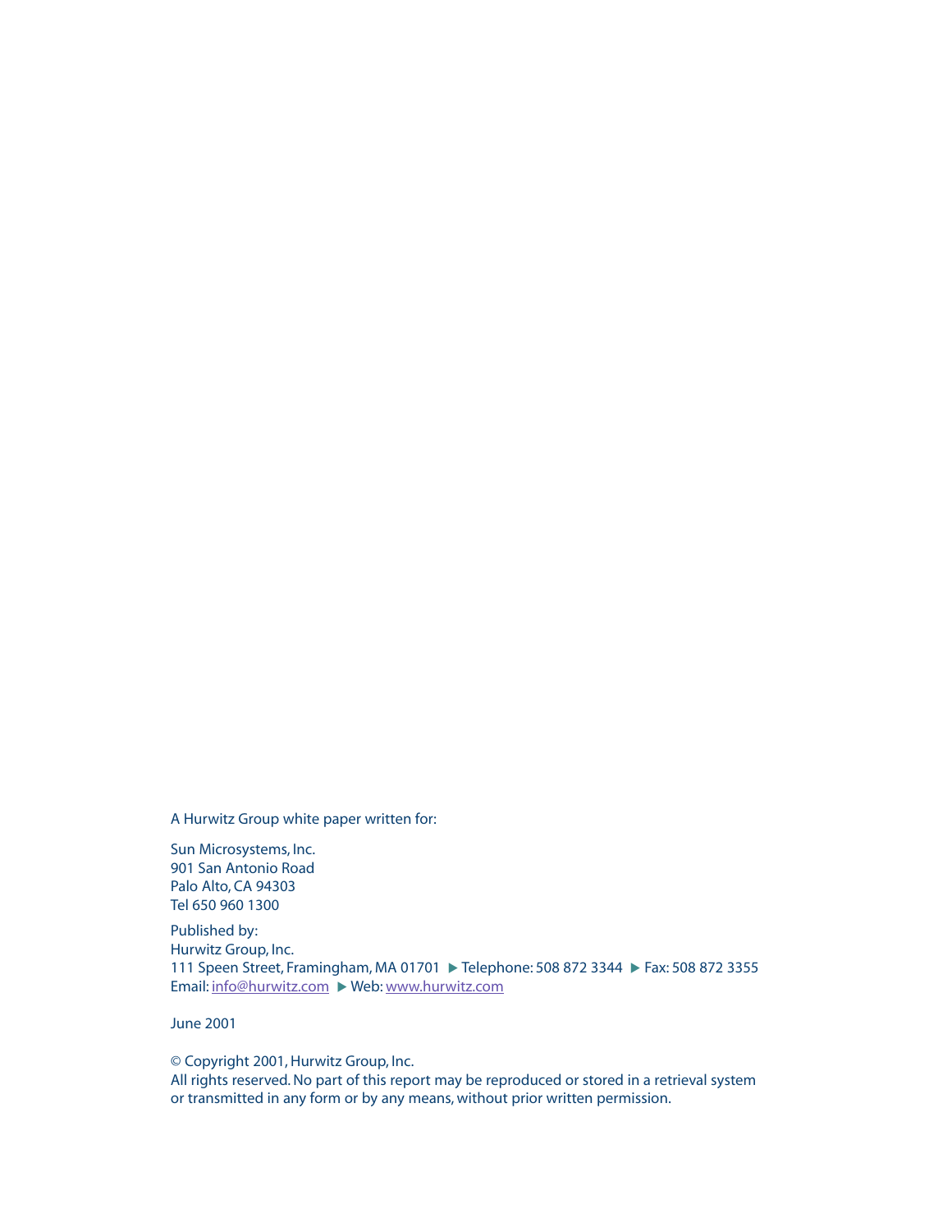A Hurwitz Group white paper written for:

Sun Microsystems, Inc.
901 San Antonio Road
Palo Alto, CA 94303
Tel 650 960 1300

Published by:
Hurwitz Group, Inc.
111 Speen Street, Framingham, MA 01701 ▶ Telephone: 508 872 3344 ▶ Fax: 508 872 3355
Email: info@hurwitz.com ▶ Web: www.hurwitz.com

June 2001

© Copyright 2001, Hurwitz Group, Inc.
All rights reserved. No part of this report may be reproduced or stored in a retrieval system or transmitted in any form or by any means, without prior written permission.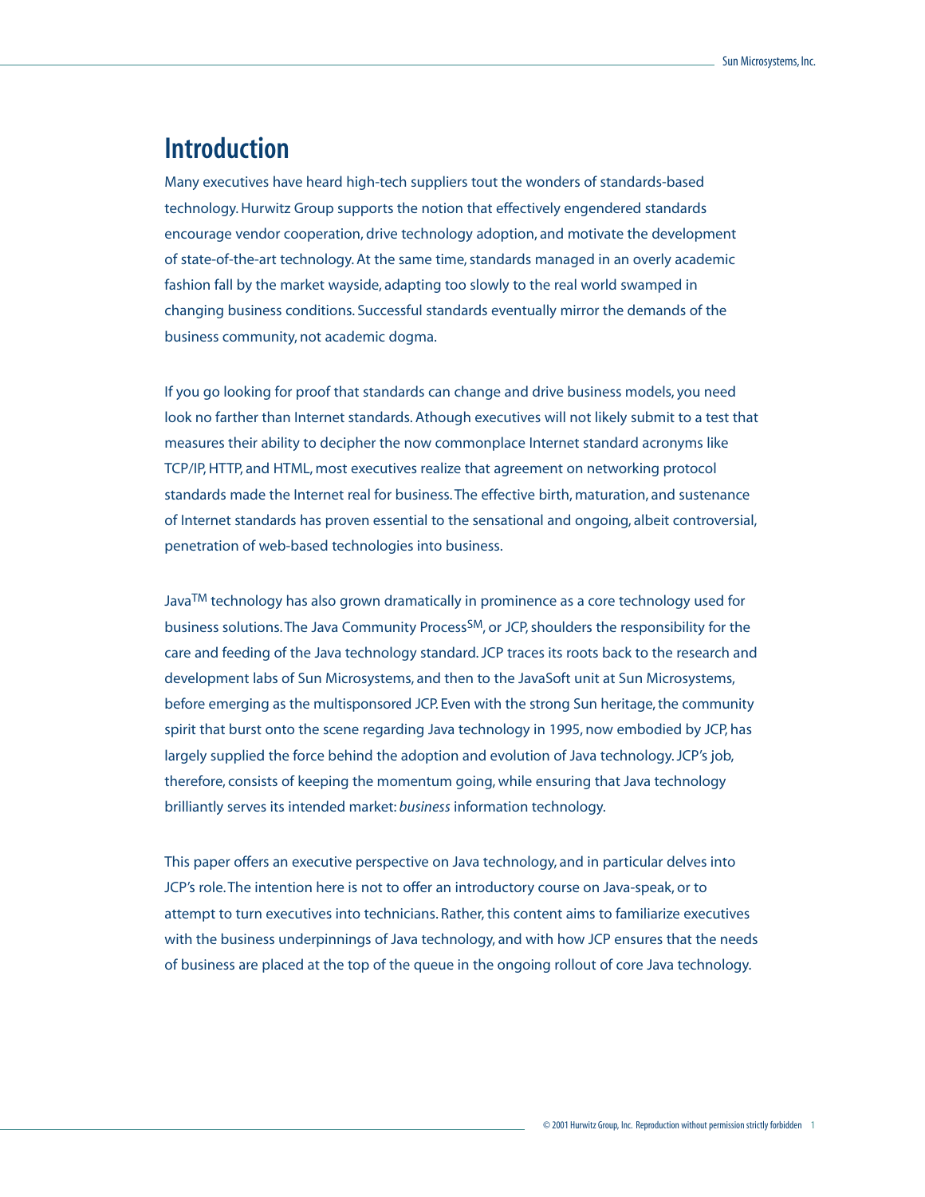# Introduction

Many executives have heard high-tech suppliers tout the wonders of standards-based technology. Hurwitz Group supports the notion that effectively engendered standards encourage vendor cooperation, drive technology adoption, and motivate the development of state-of-the-art technology. At the same time, standards managed in an overly academic fashion fall by the market wayside, adapting too slowly to the real world swamped in changing business conditions. Successful standards eventually mirror the demands of the business community, not academic dogma.

If you go looking for proof that standards can change and drive business models, you need look no farther than Internet standards. Athough executives will not likely submit to a test that measures their ability to decipher the now commonplace Internet standard acronyms like TCP/IP, HTTP, and HTML, most executives realize that agreement on networking protocol standards made the Internet real for business. The effective birth, maturation, and sustenance of Internet standards has proven essential to the sensational and ongoing, albeit controversial, penetration of web-based technologies into business.

Java™ technology has also grown dramatically in prominence as a core technology used for business solutions. The Java Community Process℠, or JCP, shoulders the responsibility for the care and feeding of the Java technology standard. JCP traces its roots back to the research and development labs of Sun Microsystems, and then to the JavaSoft unit at Sun Microsystems, before emerging as the multisponsored JCP. Even with the strong Sun heritage, the community spirit that burst onto the scene regarding Java technology in 1995, now embodied by JCP, has largely supplied the force behind the adoption and evolution of Java technology. JCP's job, therefore, consists of keeping the momentum going, while ensuring that Java technology brilliantly serves its intended market: *business* information technology.

This paper offers an executive perspective on Java technology, and in particular delves into JCP's role. The intention here is not to offer an introductory course on Java-speak, or to attempt to turn executives into technicians. Rather, this content aims to familiarize executives with the business underpinnings of Java technology, and with how JCP ensures that the needs of business are placed at the top of the queue in the ongoing rollout of core Java technology.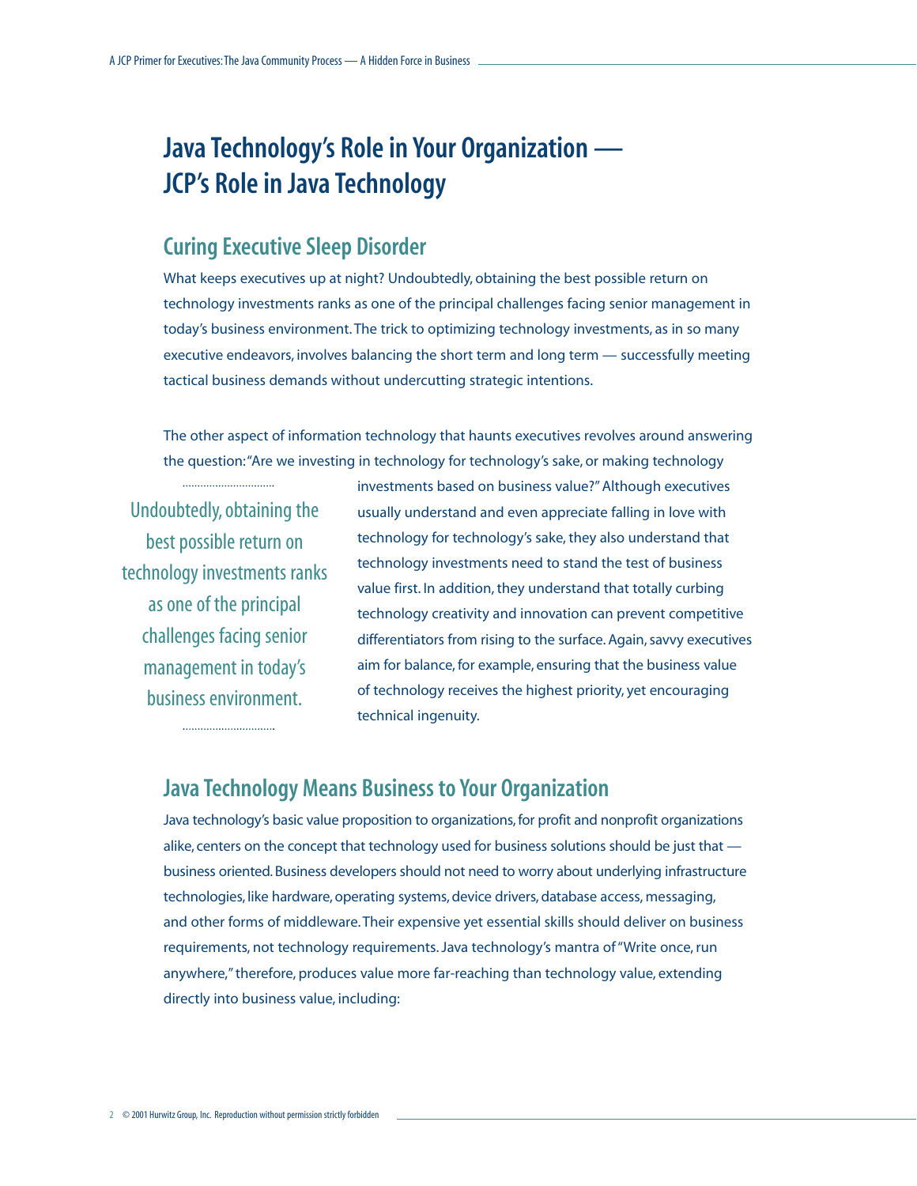# Java Technology's Role in Your Organization — JCP's Role in Java Technology

## Curing Executive Sleep Disorder

What keeps executives up at night? Undoubtedly, obtaining the best possible return on technology investments ranks as one of the principal challenges facing senior management in today's business environment. The trick to optimizing technology investments, as in so many executive endeavors, involves balancing the short term and long term — successfully meeting tactical business demands without undercutting strategic intentions.

The other aspect of information technology that haunts executives revolves around answering the question: "Are we investing in technology for technology's sake, or making technology investments based on business value?" Although executives usually understand and even appreciate falling in love with technology for technology's sake, they also understand that technology investments need to stand the test of business value first. In addition, they understand that totally curbing technology creativity and innovation can prevent competitive differentiators from rising to the surface. Again, savvy executives aim for balance, for example, ensuring that the business value of technology receives the highest priority, yet encouraging technical ingenuity.

> Undoubtedly, obtaining the best possible return on technology investments ranks as one of the principal challenges facing senior management in today's business environment.

## Java Technology Means Business to Your Organization

Java technology's basic value proposition to organizations, for profit and nonprofit organizations alike, centers on the concept that technology used for business solutions should be just that — business oriented. Business developers should not need to worry about underlying infrastructure technologies, like hardware, operating systems, device drivers, database access, messaging, and other forms of middleware. Their expensive yet essential skills should deliver on business requirements, not technology requirements. Java technology's mantra of "Write once, run anywhere," therefore, produces value more far-reaching than technology value, extending directly into business value, including: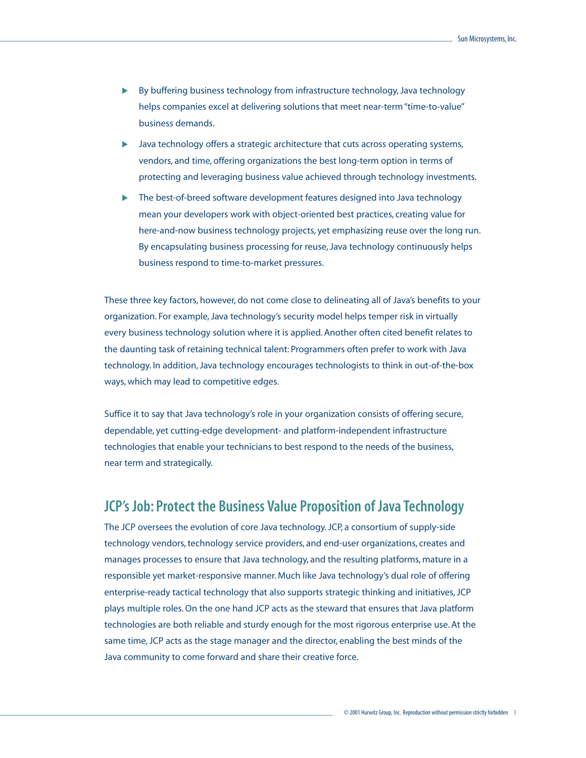- By buffering business technology from infrastructure technology, Java technology helps companies excel at delivering solutions that meet near-term "time-to-value" business demands.
- Java technology offers a strategic architecture that cuts across operating systems, vendors, and time, offering organizations the best long-term option in terms of protecting and leveraging business value achieved through technology investments.
- The best-of-breed software development features designed into Java technology mean your developers work with object-oriented best practices, creating value for here-and-now business technology projects, yet emphasizing reuse over the long run. By encapsulating business processing for reuse, Java technology continuously helps business respond to time-to-market pressures.

These three key factors, however, do not come close to delineating all of Java's benefits to your organization. For example, Java technology's security model helps temper risk in virtually every business technology solution where it is applied. Another often cited benefit relates to the daunting task of retaining technical talent: Programmers often prefer to work with Java technology. In addition, Java technology encourages technologists to think in out-of-the-box ways, which may lead to competitive edges.

Suffice it to say that Java technology's role in your organization consists of offering secure, dependable, yet cutting-edge development- and platform-independent infrastructure technologies that enable your technicians to best respond to the needs of the business, near term and strategically.

## JCP's Job: Protect the Business Value Proposition of Java Technology

The JCP oversees the evolution of core Java technology. JCP, a consortium of supply-side technology vendors, technology service providers, and end-user organizations, creates and manages processes to ensure that Java technology, and the resulting platforms, mature in a responsible yet market-responsive manner. Much like Java technology's dual role of offering enterprise-ready tactical technology that also supports strategic thinking and initiatives, JCP plays multiple roles. On the one hand JCP acts as the steward that ensures that Java platform technologies are both reliable and sturdy enough for the most rigorous enterprise use. At the same time, JCP acts as the stage manager and the director, enabling the best minds of the Java community to come forward and share their creative force.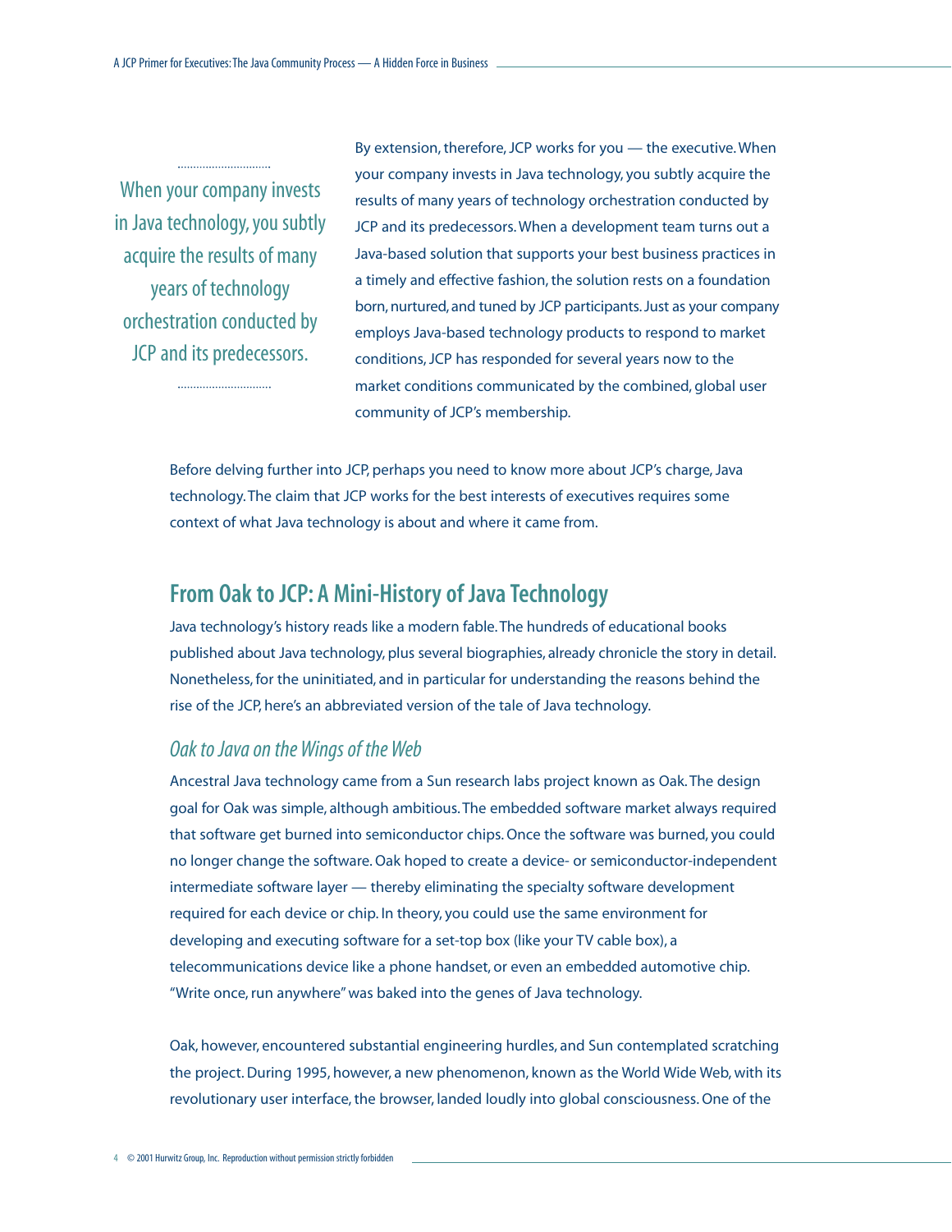> When your company invests in Java technology, you subtly acquire the results of many years of technology orchestration conducted by JCP and its predecessors.

By extension, therefore, JCP works for you — the executive. When your company invests in Java technology, you subtly acquire the results of many years of technology orchestration conducted by JCP and its predecessors. When a development team turns out a Java-based solution that supports your best business practices in a timely and effective fashion, the solution rests on a foundation born, nurtured, and tuned by JCP participants. Just as your company employs Java-based technology products to respond to market conditions, JCP has responded for several years now to the market conditions communicated by the combined, global user community of JCP's membership.

Before delving further into JCP, perhaps you need to know more about JCP's charge, Java technology. The claim that JCP works for the best interests of executives requires some context of what Java technology is about and where it came from.

## From Oak to JCP: A Mini-History of Java Technology

Java technology's history reads like a modern fable. The hundreds of educational books published about Java technology, plus several biographies, already chronicle the story in detail. Nonetheless, for the uninitiated, and in particular for understanding the reasons behind the rise of the JCP, here's an abbreviated version of the tale of Java technology.

### *Oak to Java on the Wings of the Web*

Ancestral Java technology came from a Sun research labs project known as Oak. The design goal for Oak was simple, although ambitious. The embedded software market always required that software get burned into semiconductor chips. Once the software was burned, you could no longer change the software. Oak hoped to create a device- or semiconductor-independent intermediate software layer — thereby eliminating the specialty software development required for each device or chip. In theory, you could use the same environment for developing and executing software for a set-top box (like your TV cable box), a telecommunications device like a phone handset, or even an embedded automotive chip. "Write once, run anywhere" was baked into the genes of Java technology.

Oak, however, encountered substantial engineering hurdles, and Sun contemplated scratching the project. During 1995, however, a new phenomenon, known as the World Wide Web, with its revolutionary user interface, the browser, landed loudly into global consciousness. One of the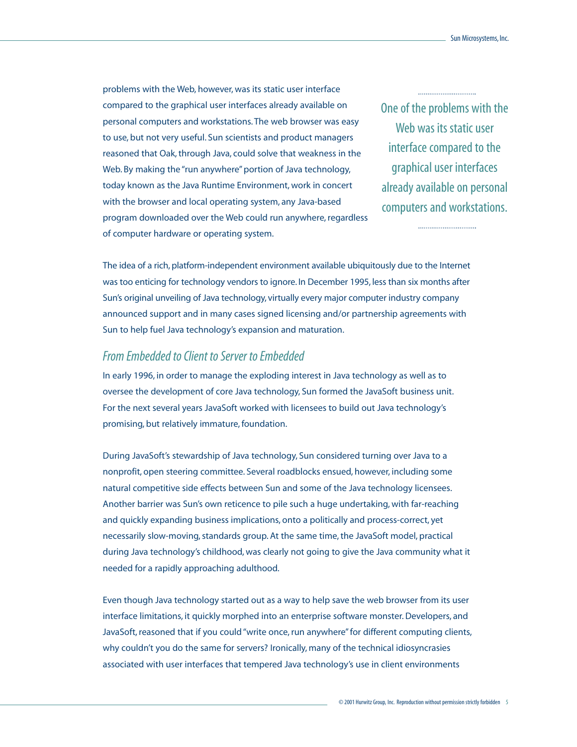problems with the Web, however, was its static user interface compared to the graphical user interfaces already available on personal computers and workstations. The web browser was easy to use, but not very useful. Sun scientists and product managers reasoned that Oak, through Java, could solve that weakness in the Web. By making the "run anywhere" portion of Java technology, today known as the Java Runtime Environment, work in concert with the browser and local operating system, any Java-based program downloaded over the Web could run anywhere, regardless of computer hardware or operating system.

> One of the problems with the Web was its static user interface compared to the graphical user interfaces already available on personal computers and workstations.

The idea of a rich, platform-independent environment available ubiquitously due to the Internet was too enticing for technology vendors to ignore. In December 1995, less than six months after Sun's original unveiling of Java technology, virtually every major computer industry company announced support and in many cases signed licensing and/or partnership agreements with Sun to help fuel Java technology's expansion and maturation.

### *From Embedded to Client to Server to Embedded*

In early 1996, in order to manage the exploding interest in Java technology as well as to oversee the development of core Java technology, Sun formed the JavaSoft business unit. For the next several years JavaSoft worked with licensees to build out Java technology's promising, but relatively immature, foundation.

During JavaSoft's stewardship of Java technology, Sun considered turning over Java to a nonprofit, open steering committee. Several roadblocks ensued, however, including some natural competitive side effects between Sun and some of the Java technology licensees. Another barrier was Sun's own reticence to pile such a huge undertaking, with far-reaching and quickly expanding business implications, onto a politically and process-correct, yet necessarily slow-moving, standards group. At the same time, the JavaSoft model, practical during Java technology's childhood, was clearly not going to give the Java community what it needed for a rapidly approaching adulthood.

Even though Java technology started out as a way to help save the web browser from its user interface limitations, it quickly morphed into an enterprise software monster. Developers, and JavaSoft, reasoned that if you could "write once, run anywhere" for different computing clients, why couldn't you do the same for servers? Ironically, many of the technical idiosyncrasies associated with user interfaces that tempered Java technology's use in client environments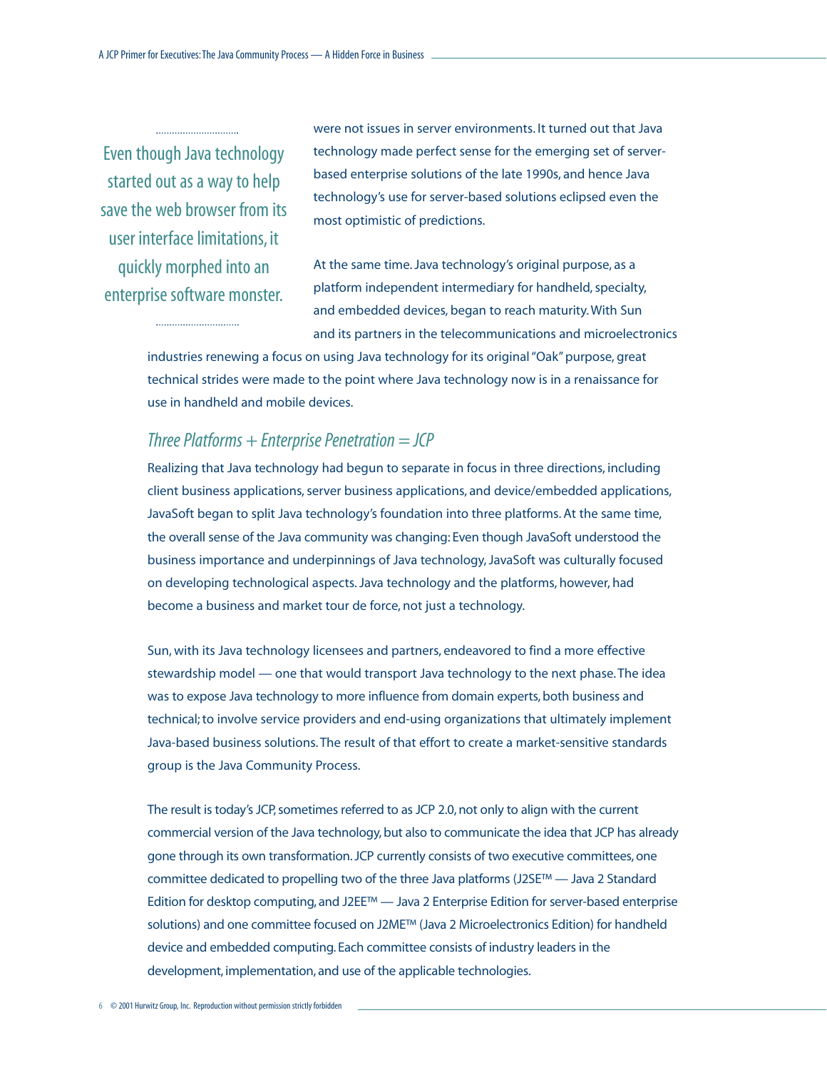> Even though Java technology started out as a way to help save the web browser from its user interface limitations, it quickly morphed into an enterprise software monster.

were not issues in server environments. It turned out that Java technology made perfect sense for the emerging set of server-based enterprise solutions of the late 1990s, and hence Java technology's use for server-based solutions eclipsed even the most optimistic of predictions.

At the same time. Java technology's original purpose, as a platform independent intermediary for handheld, specialty, and embedded devices, began to reach maturity. With Sun and its partners in the telecommunications and microelectronics industries renewing a focus on using Java technology for its original "Oak" purpose, great technical strides were made to the point where Java technology now is in a renaissance for use in handheld and mobile devices.

### *Three Platforms + Enterprise Penetration = JCP*

Realizing that Java technology had begun to separate in focus in three directions, including client business applications, server business applications, and device/embedded applications, JavaSoft began to split Java technology's foundation into three platforms. At the same time, the overall sense of the Java community was changing: Even though JavaSoft understood the business importance and underpinnings of Java technology, JavaSoft was culturally focused on developing technological aspects. Java technology and the platforms, however, had become a business and market tour de force, not just a technology.

Sun, with its Java technology licensees and partners, endeavored to find a more effective stewardship model — one that would transport Java technology to the next phase. The idea was to expose Java technology to more influence from domain experts, both business and technical; to involve service providers and end-using organizations that ultimately implement Java-based business solutions. The result of that effort to create a market-sensitive standards group is the Java Community Process.

The result is today's JCP, sometimes referred to as JCP 2.0, not only to align with the current commercial version of the Java technology, but also to communicate the idea that JCP has already gone through its own transformation. JCP currently consists of two executive committees, one committee dedicated to propelling two of the three Java platforms (J2SE™ — Java 2 Standard Edition for desktop computing, and J2EE™ — Java 2 Enterprise Edition for server-based enterprise solutions) and one committee focused on J2ME™ (Java 2 Microelectronics Edition) for handheld device and embedded computing. Each committee consists of industry leaders in the development, implementation, and use of the applicable technologies.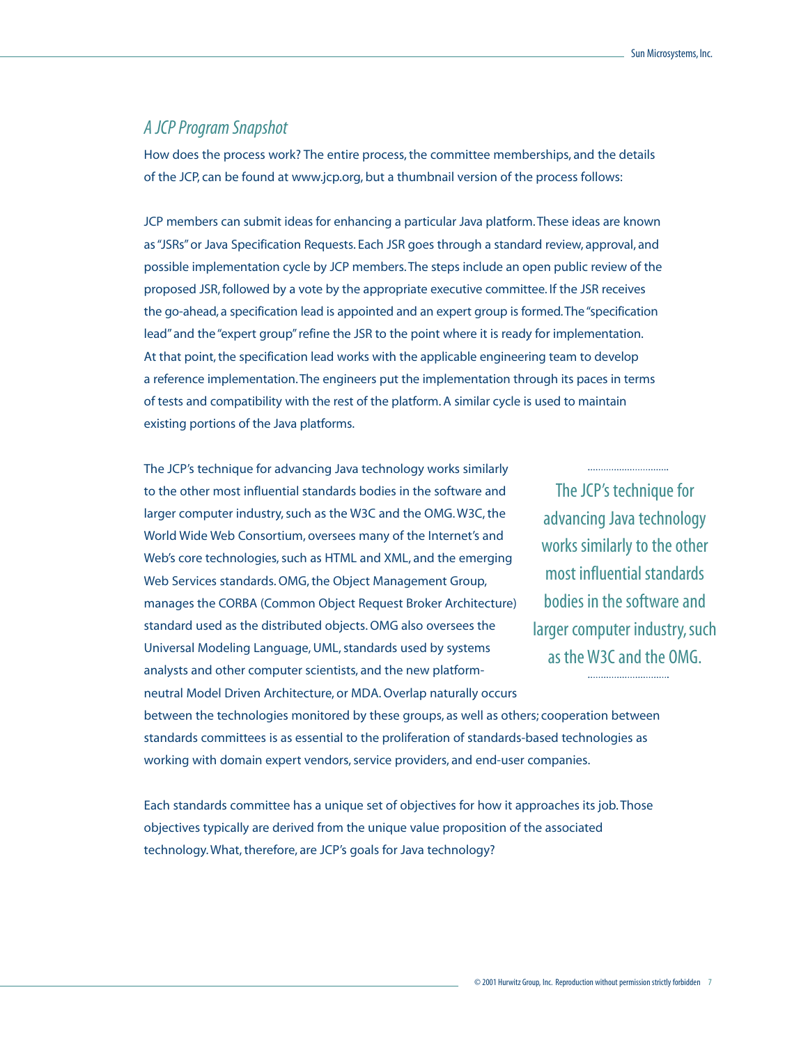## *A JCP Program Snapshot*

How does the process work? The entire process, the committee memberships, and the details of the JCP, can be found at www.jcp.org, but a thumbnail version of the process follows:

JCP members can submit ideas for enhancing a particular Java platform. These ideas are known as "JSRs" or Java Specification Requests. Each JSR goes through a standard review, approval, and possible implementation cycle by JCP members. The steps include an open public review of the proposed JSR, followed by a vote by the appropriate executive committee. If the JSR receives the go-ahead, a specification lead is appointed and an expert group is formed. The "specification lead" and the "expert group" refine the JSR to the point where it is ready for implementation. At that point, the specification lead works with the applicable engineering team to develop a reference implementation. The engineers put the implementation through its paces in terms of tests and compatibility with the rest of the platform. A similar cycle is used to maintain existing portions of the Java platforms.

The JCP's technique for advancing Java technology works similarly to the other most influential standards bodies in the software and larger computer industry, such as the W3C and the OMG. W3C, the World Wide Web Consortium, oversees many of the Internet's and Web's core technologies, such as HTML and XML, and the emerging Web Services standards. OMG, the Object Management Group, manages the CORBA (Common Object Request Broker Architecture) standard used as the distributed objects. OMG also oversees the Universal Modeling Language, UML, standards used by systems analysts and other computer scientists, and the new platform-neutral Model Driven Architecture, or MDA. Overlap naturally occurs between the technologies monitored by these groups, as well as others; cooperation between standards committees is as essential to the proliferation of standards-based technologies as working with domain expert vendors, service providers, and end-user companies.

> The JCP's technique for advancing Java technology works similarly to the other most influential standards bodies in the software and larger computer industry, such as the W3C and the OMG.

Each standards committee has a unique set of objectives for how it approaches its job. Those objectives typically are derived from the unique value proposition of the associated technology. What, therefore, are JCP's goals for Java technology?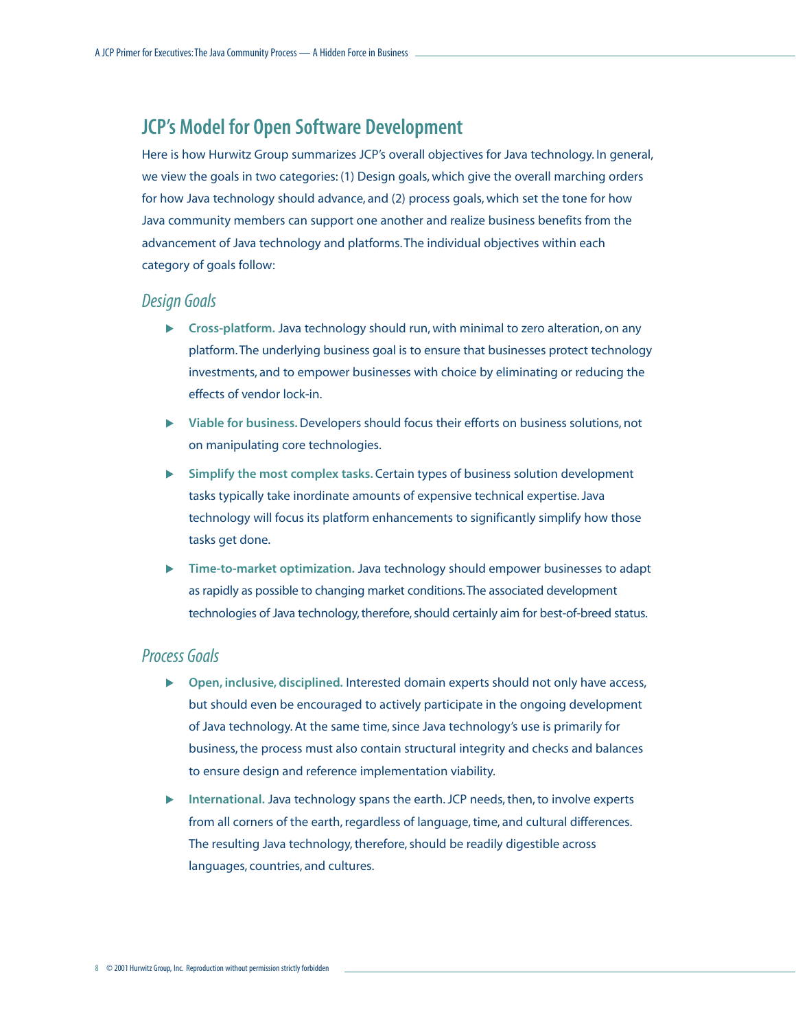## JCP's Model for Open Software Development

Here is how Hurwitz Group summarizes JCP's overall objectives for Java technology. In general, we view the goals in two categories: (1) Design goals, which give the overall marching orders for how Java technology should advance, and (2) process goals, which set the tone for how Java community members can support one another and realize business benefits from the advancement of Java technology and platforms. The individual objectives within each category of goals follow:

### *Design Goals*

- **Cross-platform.** Java technology should run, with minimal to zero alteration, on any platform. The underlying business goal is to ensure that businesses protect technology investments, and to empower businesses with choice by eliminating or reducing the effects of vendor lock-in.
- **Viable for business.** Developers should focus their efforts on business solutions, not on manipulating core technologies.
- **Simplify the most complex tasks.** Certain types of business solution development tasks typically take inordinate amounts of expensive technical expertise. Java technology will focus its platform enhancements to significantly simplify how those tasks get done.
- **Time-to-market optimization.** Java technology should empower businesses to adapt as rapidly as possible to changing market conditions. The associated development technologies of Java technology, therefore, should certainly aim for best-of-breed status.

### *Process Goals*

- **Open, inclusive, disciplined.** Interested domain experts should not only have access, but should even be encouraged to actively participate in the ongoing development of Java technology. At the same time, since Java technology's use is primarily for business, the process must also contain structural integrity and checks and balances to ensure design and reference implementation viability.
- **International.** Java technology spans the earth. JCP needs, then, to involve experts from all corners of the earth, regardless of language, time, and cultural differences. The resulting Java technology, therefore, should be readily digestible across languages, countries, and cultures.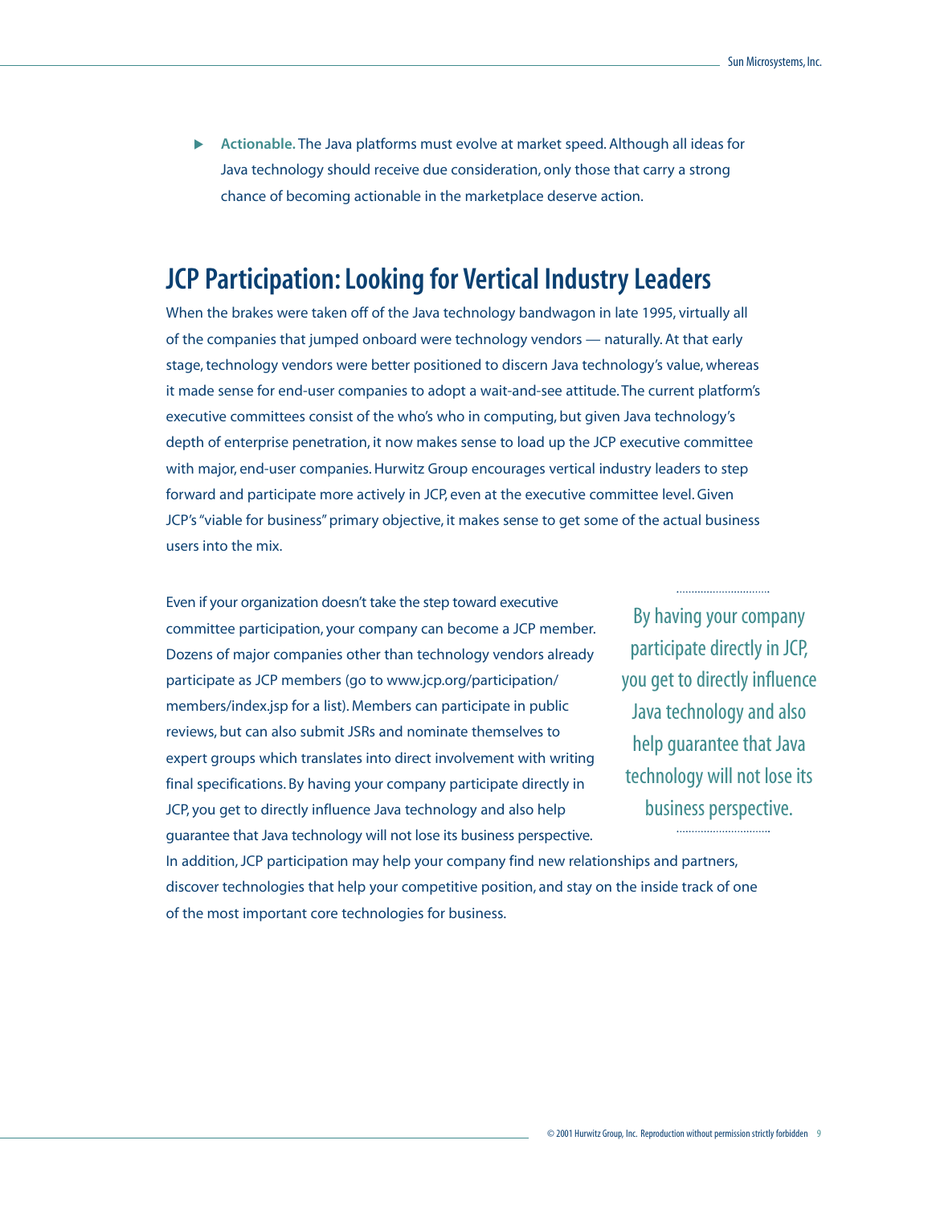- **Actionable.** The Java platforms must evolve at market speed. Although all ideas for Java technology should receive due consideration, only those that carry a strong chance of becoming actionable in the marketplace deserve action.

## JCP Participation: Looking for Vertical Industry Leaders

When the brakes were taken off of the Java technology bandwagon in late 1995, virtually all of the companies that jumped onboard were technology vendors — naturally. At that early stage, technology vendors were better positioned to discern Java technology's value, whereas it made sense for end-user companies to adopt a wait-and-see attitude. The current platform's executive committees consist of the who's who in computing, but given Java technology's depth of enterprise penetration, it now makes sense to load up the JCP executive committee with major, end-user companies. Hurwitz Group encourages vertical industry leaders to step forward and participate more actively in JCP, even at the executive committee level. Given JCP's "viable for business" primary objective, it makes sense to get some of the actual business users into the mix.

Even if your organization doesn't take the step toward executive committee participation, your company can become a JCP member. Dozens of major companies other than technology vendors already participate as JCP members (go to www.jcp.org/participation/members/index.jsp for a list). Members can participate in public reviews, but can also submit JSRs and nominate themselves to expert groups which translates into direct involvement with writing final specifications. By having your company participate directly in JCP, you get to directly influence Java technology and also help guarantee that Java technology will not lose its business perspective. In addition, JCP participation may help your company find new relationships and partners, discover technologies that help your competitive position, and stay on the inside track of one of the most important core technologies for business.

> By having your company participate directly in JCP, you get to directly influence Java technology and also help guarantee that Java technology will not lose its business perspective.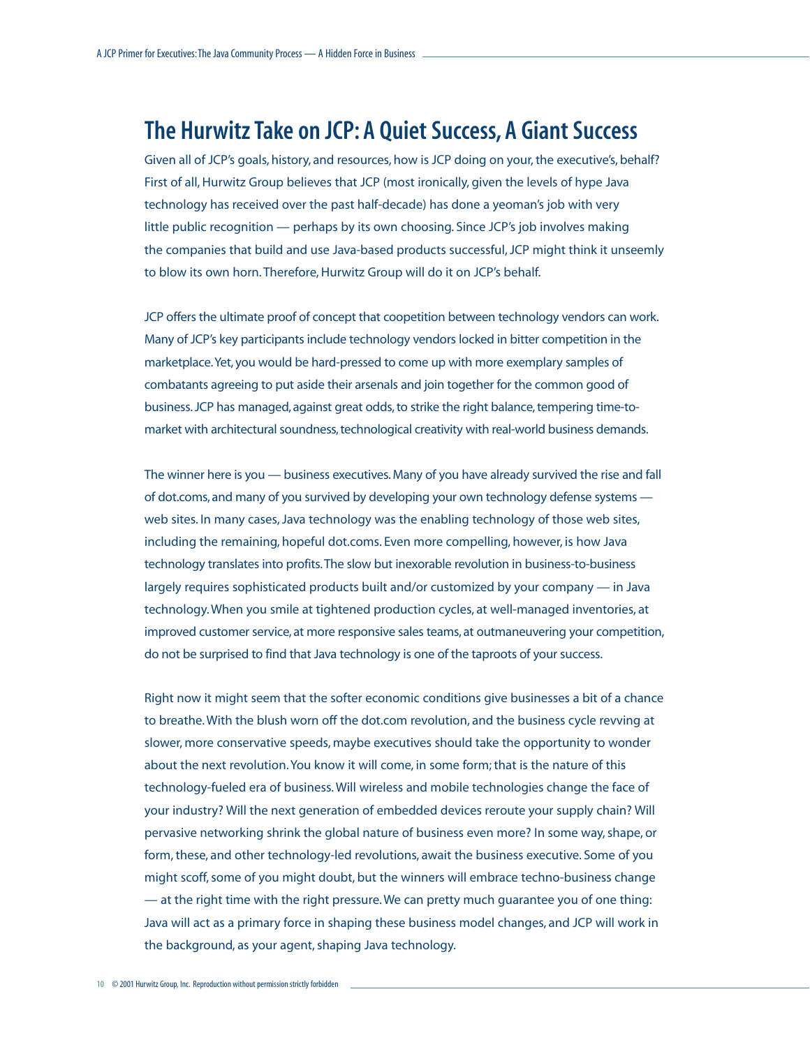## The Hurwitz Take on JCP: A Quiet Success, A Giant Success

Given all of JCP's goals, history, and resources, how is JCP doing on your, the executive's, behalf? First of all, Hurwitz Group believes that JCP (most ironically, given the levels of hype Java technology has received over the past half-decade) has done a yeoman's job with very little public recognition — perhaps by its own choosing. Since JCP's job involves making the companies that build and use Java-based products successful, JCP might think it unseemly to blow its own horn. Therefore, Hurwitz Group will do it on JCP's behalf.

JCP offers the ultimate proof of concept that coopetition between technology vendors can work. Many of JCP's key participants include technology vendors locked in bitter competition in the marketplace. Yet, you would be hard-pressed to come up with more exemplary samples of combatants agreeing to put aside their arsenals and join together for the common good of business. JCP has managed, against great odds, to strike the right balance, tempering time-to-market with architectural soundness, technological creativity with real-world business demands.

The winner here is you — business executives. Many of you have already survived the rise and fall of dot.coms, and many of you survived by developing your own technology defense systems — web sites. In many cases, Java technology was the enabling technology of those web sites, including the remaining, hopeful dot.coms. Even more compelling, however, is how Java technology translates into profits. The slow but inexorable revolution in business-to-business largely requires sophisticated products built and/or customized by your company — in Java technology. When you smile at tightened production cycles, at well-managed inventories, at improved customer service, at more responsive sales teams, at outmaneuvering your competition, do not be surprised to find that Java technology is one of the taproots of your success.

Right now it might seem that the softer economic conditions give businesses a bit of a chance to breathe. With the blush worn off the dot.com revolution, and the business cycle revving at slower, more conservative speeds, maybe executives should take the opportunity to wonder about the next revolution. You know it will come, in some form; that is the nature of this technology-fueled era of business. Will wireless and mobile technologies change the face of your industry? Will the next generation of embedded devices reroute your supply chain? Will pervasive networking shrink the global nature of business even more? In some way, shape, or form, these, and other technology-led revolutions, await the business executive. Some of you might scoff, some of you might doubt, but the winners will embrace techno-business change — at the right time with the right pressure. We can pretty much guarantee you of one thing: Java will act as a primary force in shaping these business model changes, and JCP will work in the background, as your agent, shaping Java technology.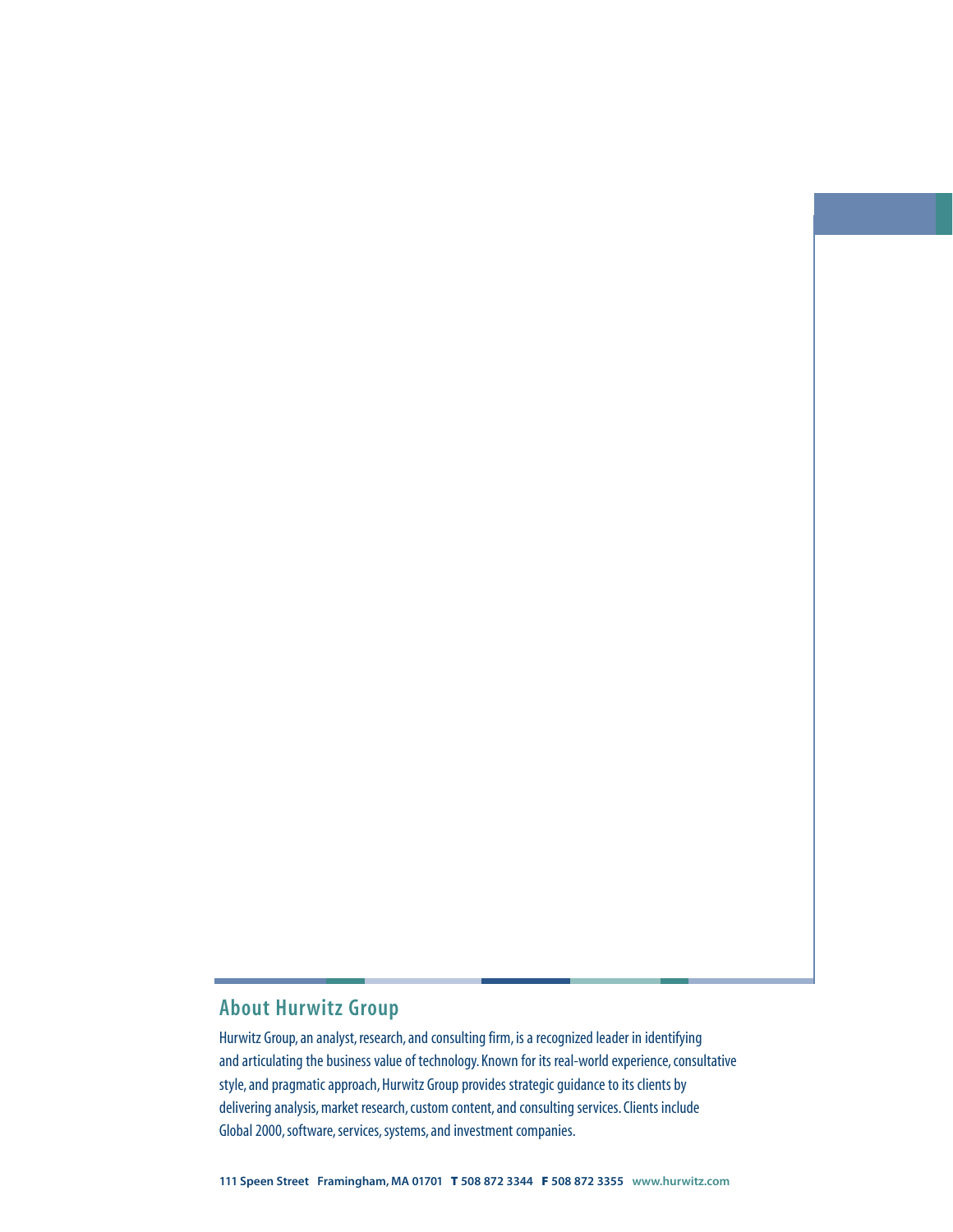## About Hurwitz Group

Hurwitz Group, an analyst, research, and consulting firm, is a recognized leader in identifying and articulating the business value of technology. Known for its real-world experience, consultative style, and pragmatic approach, Hurwitz Group provides strategic guidance to its clients by delivering analysis, market research, custom content, and consulting services. Clients include Global 2000, software, services, systems, and investment companies.

**111 Speen Street Framingham, MA 01701 T 508 872 3344 F 508 872 3355 www.hurwitz.com**